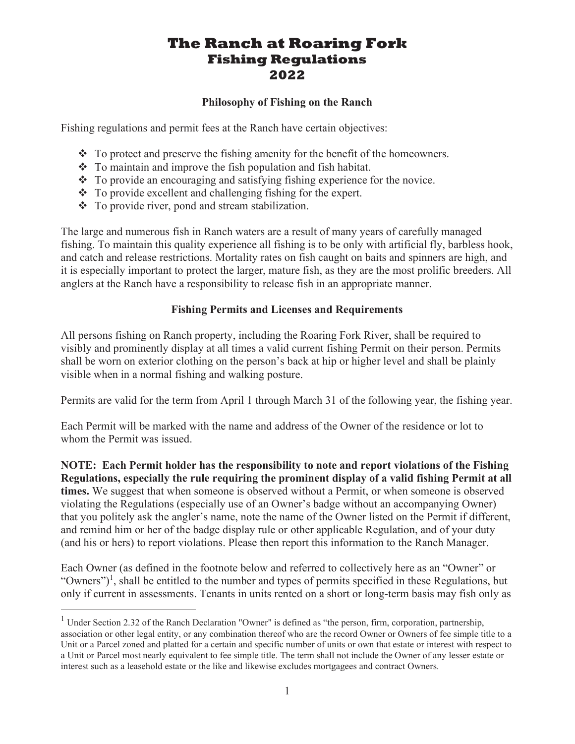# The Ranch at Roaring Fork
## Fishing Regulations
## 2022

### Philosophy of Fishing on the Ranch

Fishing regulations and permit fees at the Ranch have certain objectives:

- To protect and preserve the fishing amenity for the benefit of the homeowners.
- To maintain and improve the fish population and fish habitat.
- To provide an encouraging and satisfying fishing experience for the novice.
- To provide excellent and challenging fishing for the expert.
- To provide river, pond and stream stabilization.

The large and numerous fish in Ranch waters are a result of many years of carefully managed fishing. To maintain this quality experience all fishing is to be only with artificial fly, barbless hook, and catch and release restrictions. Mortality rates on fish caught on baits and spinners are high, and it is especially important to protect the larger, mature fish, as they are the most prolific breeders. All anglers at the Ranch have a responsibility to release fish in an appropriate manner.

### Fishing Permits and Licenses and Requirements

All persons fishing on Ranch property, including the Roaring Fork River, shall be required to visibly and prominently display at all times a valid current fishing Permit on their person. Permits shall be worn on exterior clothing on the person's back at hip or higher level and shall be plainly visible when in a normal fishing and walking posture.

Permits are valid for the term from April 1 through March 31 of the following year, the fishing year.

Each Permit will be marked with the name and address of the Owner of the residence or lot to whom the Permit was issued.

**NOTE: Each Permit holder has the responsibility to note and report violations of the Fishing Regulations, especially the rule requiring the prominent display of a valid fishing Permit at all times.** We suggest that when someone is observed without a Permit, or when someone is observed violating the Regulations (especially use of an Owner's badge without an accompanying Owner) that you politely ask the angler's name, note the name of the Owner listed on the Permit if different, and remind him or her of the badge display rule or other applicable Regulation, and of your duty (and his or hers) to report violations. Please then report this information to the Ranch Manager.

Each Owner (as defined in the footnote below and referred to collectively here as an "Owner" or "Owners")[1], shall be entitled to the number and types of permits specified in these Regulations, but only if current in assessments. Tenants in units rented on a short or long-term basis may fish only as

---

[1] Under Section 2.32 of the Ranch Declaration "Owner" is defined as "the person, firm, corporation, partnership, association or other legal entity, or any combination thereof who are the record Owner or Owners of fee simple title to a Unit or a Parcel zoned and platted for a certain and specific number of units or own that estate or interest with respect to a Unit or Parcel most nearly equivalent to fee simple title. The term shall not include the Owner of any lesser estate or interest such as a leasehold estate or the like and likewise excludes mortgagees and contract Owners.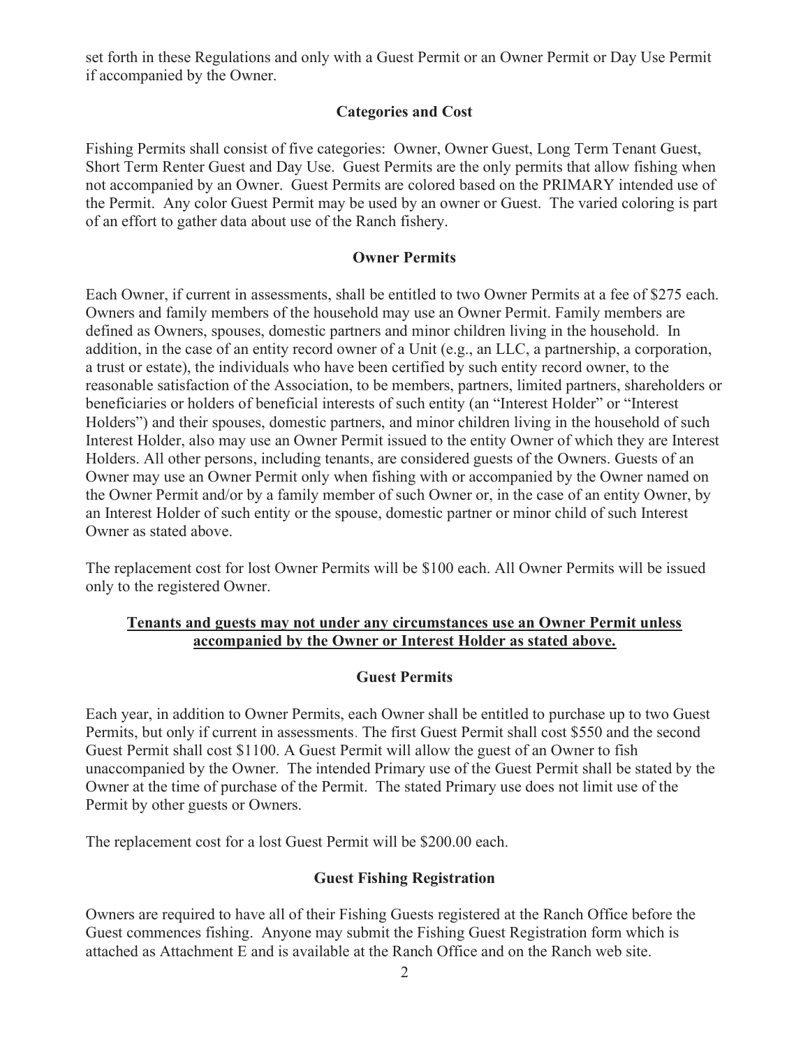set forth in these Regulations and only with a Guest Permit or an Owner Permit or Day Use Permit if accompanied by the Owner.

### Categories and Cost

Fishing Permits shall consist of five categories: Owner, Owner Guest, Long Term Tenant Guest, Short Term Renter Guest and Day Use. Guest Permits are the only permits that allow fishing when not accompanied by an Owner. Guest Permits are colored based on the PRIMARY intended use of the Permit. Any color Guest Permit may be used by an owner or Guest. The varied coloring is part of an effort to gather data about use of the Ranch fishery.

### Owner Permits

Each Owner, if current in assessments, shall be entitled to two Owner Permits at a fee of $275 each. Owners and family members of the household may use an Owner Permit. Family members are defined as Owners, spouses, domestic partners and minor children living in the household. In addition, in the case of an entity record owner of a Unit (e.g., an LLC, a partnership, a corporation, a trust or estate), the individuals who have been certified by such entity record owner, to the reasonable satisfaction of the Association, to be members, partners, limited partners, shareholders or beneficiaries or holders of beneficial interests of such entity (an "Interest Holder" or "Interest Holders") and their spouses, domestic partners, and minor children living in the household of such Interest Holder, also may use an Owner Permit issued to the entity Owner of which they are Interest Holders. All other persons, including tenants, are considered guests of the Owners. Guests of an Owner may use an Owner Permit only when fishing with or accompanied by the Owner named on the Owner Permit and/or by a family member of such Owner or, in the case of an entity Owner, by an Interest Holder of such entity or the spouse, domestic partner or minor child of such Interest Owner as stated above.

The replacement cost for lost Owner Permits will be $100 each. All Owner Permits will be issued only to the registered Owner.

**Tenants and guests may not under any circumstances use an Owner Permit unless accompanied by the Owner or Interest Holder as stated above.**

### Guest Permits

Each year, in addition to Owner Permits, each Owner shall be entitled to purchase up to two Guest Permits, but only if current in assessments. The first Guest Permit shall cost $550 and the second Guest Permit shall cost $1100. A Guest Permit will allow the guest of an Owner to fish unaccompanied by the Owner. The intended Primary use of the Guest Permit shall be stated by the Owner at the time of purchase of the Permit. The stated Primary use does not limit use of the Permit by other guests or Owners.

The replacement cost for a lost Guest Permit will be $200.00 each.

### Guest Fishing Registration

Owners are required to have all of their Fishing Guests registered at the Ranch Office before the Guest commences fishing. Anyone may submit the Fishing Guest Registration form which is attached as Attachment E and is available at the Ranch Office and on the Ranch web site.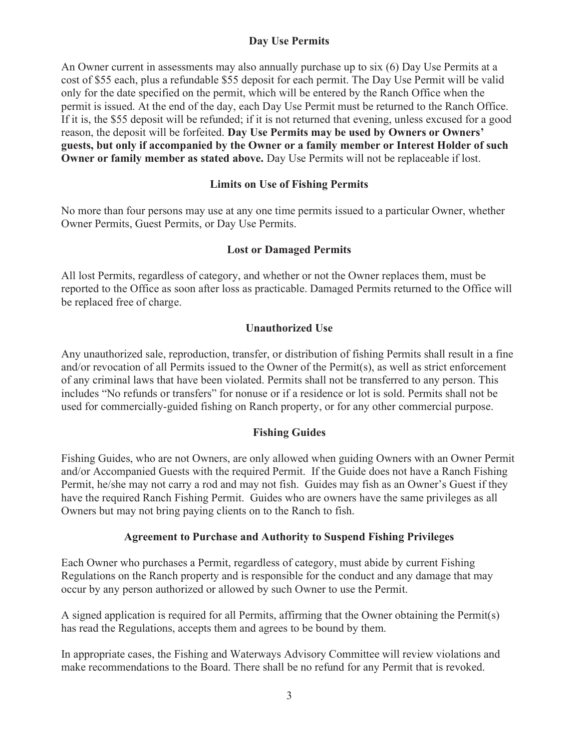## Day Use Permits

An Owner current in assessments may also annually purchase up to six (6) Day Use Permits at a cost of $55 each, plus a refundable $55 deposit for each permit. The Day Use Permit will be valid only for the date specified on the permit, which will be entered by the Ranch Office when the permit is issued. At the end of the day, each Day Use Permit must be returned to the Ranch Office. If it is, the $55 deposit will be refunded; if it is not returned that evening, unless excused for a good reason, the deposit will be forfeited. **Day Use Permits may be used by Owners or Owners' guests, but only if accompanied by the Owner or a family member or Interest Holder of such Owner or family member as stated above.** Day Use Permits will not be replaceable if lost.

## Limits on Use of Fishing Permits

No more than four persons may use at any one time permits issued to a particular Owner, whether Owner Permits, Guest Permits, or Day Use Permits.

## Lost or Damaged Permits

All lost Permits, regardless of category, and whether or not the Owner replaces them, must be reported to the Office as soon after loss as practicable. Damaged Permits returned to the Office will be replaced free of charge.

## Unauthorized Use

Any unauthorized sale, reproduction, transfer, or distribution of fishing Permits shall result in a fine and/or revocation of all Permits issued to the Owner of the Permit(s), as well as strict enforcement of any criminal laws that have been violated. Permits shall not be transferred to any person. This includes "No refunds or transfers" for nonuse or if a residence or lot is sold. Permits shall not be used for commercially-guided fishing on Ranch property, or for any other commercial purpose.

## Fishing Guides

Fishing Guides, who are not Owners, are only allowed when guiding Owners with an Owner Permit and/or Accompanied Guests with the required Permit. If the Guide does not have a Ranch Fishing Permit, he/she may not carry a rod and may not fish. Guides may fish as an Owner's Guest if they have the required Ranch Fishing Permit. Guides who are owners have the same privileges as all Owners but may not bring paying clients on to the Ranch to fish.

## Agreement to Purchase and Authority to Suspend Fishing Privileges

Each Owner who purchases a Permit, regardless of category, must abide by current Fishing Regulations on the Ranch property and is responsible for the conduct and any damage that may occur by any person authorized or allowed by such Owner to use the Permit.

A signed application is required for all Permits, affirming that the Owner obtaining the Permit(s) has read the Regulations, accepts them and agrees to be bound by them.

In appropriate cases, the Fishing and Waterways Advisory Committee will review violations and make recommendations to the Board. There shall be no refund for any Permit that is revoked.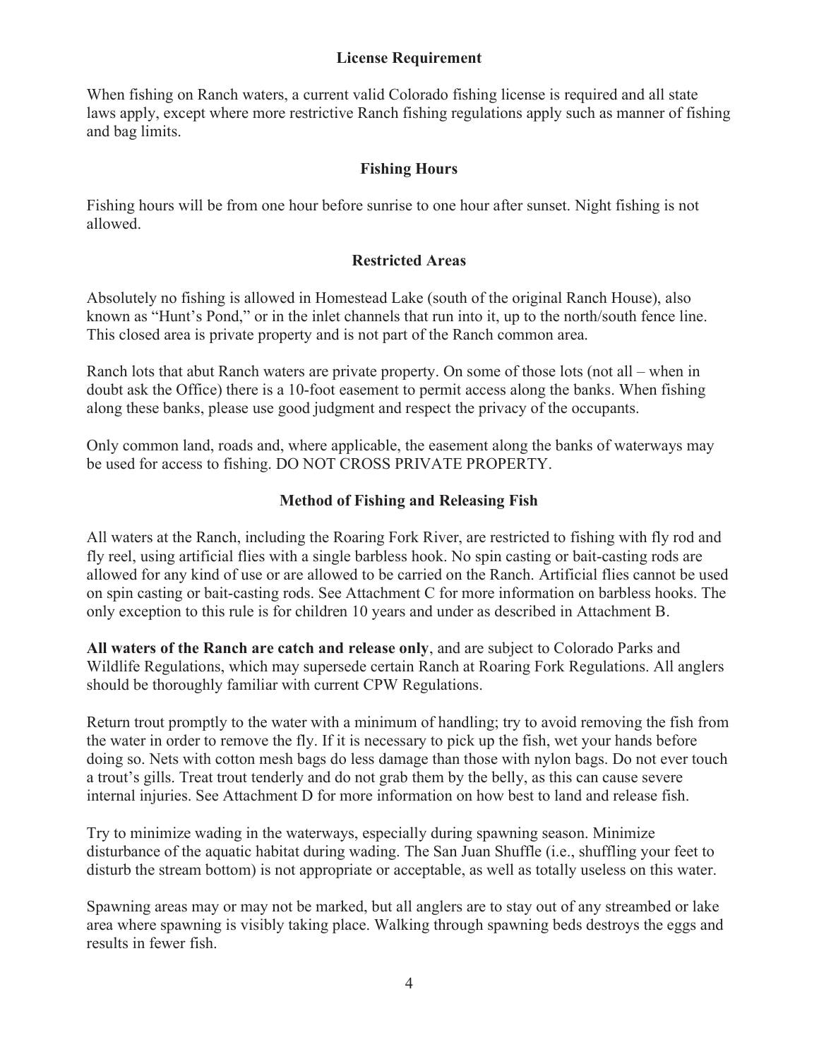## License Requirement

When fishing on Ranch waters, a current valid Colorado fishing license is required and all state laws apply, except where more restrictive Ranch fishing regulations apply such as manner of fishing and bag limits.

## Fishing Hours

Fishing hours will be from one hour before sunrise to one hour after sunset. Night fishing is not allowed.

## Restricted Areas

Absolutely no fishing is allowed in Homestead Lake (south of the original Ranch House), also known as "Hunt's Pond," or in the inlet channels that run into it, up to the north/south fence line. This closed area is private property and is not part of the Ranch common area.

Ranch lots that abut Ranch waters are private property. On some of those lots (not all – when in doubt ask the Office) there is a 10-foot easement to permit access along the banks. When fishing along these banks, please use good judgment and respect the privacy of the occupants.

Only common land, roads and, where applicable, the easement along the banks of waterways may be used for access to fishing. DO NOT CROSS PRIVATE PROPERTY.

## Method of Fishing and Releasing Fish

All waters at the Ranch, including the Roaring Fork River, are restricted to fishing with fly rod and fly reel, using artificial flies with a single barbless hook. No spin casting or bait-casting rods are allowed for any kind of use or are allowed to be carried on the Ranch. Artificial flies cannot be used on spin casting or bait-casting rods. See Attachment C for more information on barbless hooks. The only exception to this rule is for children 10 years and under as described in Attachment B.

**All waters of the Ranch are catch and release only**, and are subject to Colorado Parks and Wildlife Regulations, which may supersede certain Ranch at Roaring Fork Regulations. All anglers should be thoroughly familiar with current CPW Regulations.

Return trout promptly to the water with a minimum of handling; try to avoid removing the fish from the water in order to remove the fly. If it is necessary to pick up the fish, wet your hands before doing so. Nets with cotton mesh bags do less damage than those with nylon bags. Do not ever touch a trout's gills. Treat trout tenderly and do not grab them by the belly, as this can cause severe internal injuries. See Attachment D for more information on how best to land and release fish.

Try to minimize wading in the waterways, especially during spawning season. Minimize disturbance of the aquatic habitat during wading. The San Juan Shuffle (i.e., shuffling your feet to disturb the stream bottom) is not appropriate or acceptable, as well as totally useless on this water.

Spawning areas may or may not be marked, but all anglers are to stay out of any streambed or lake area where spawning is visibly taking place. Walking through spawning beds destroys the eggs and results in fewer fish.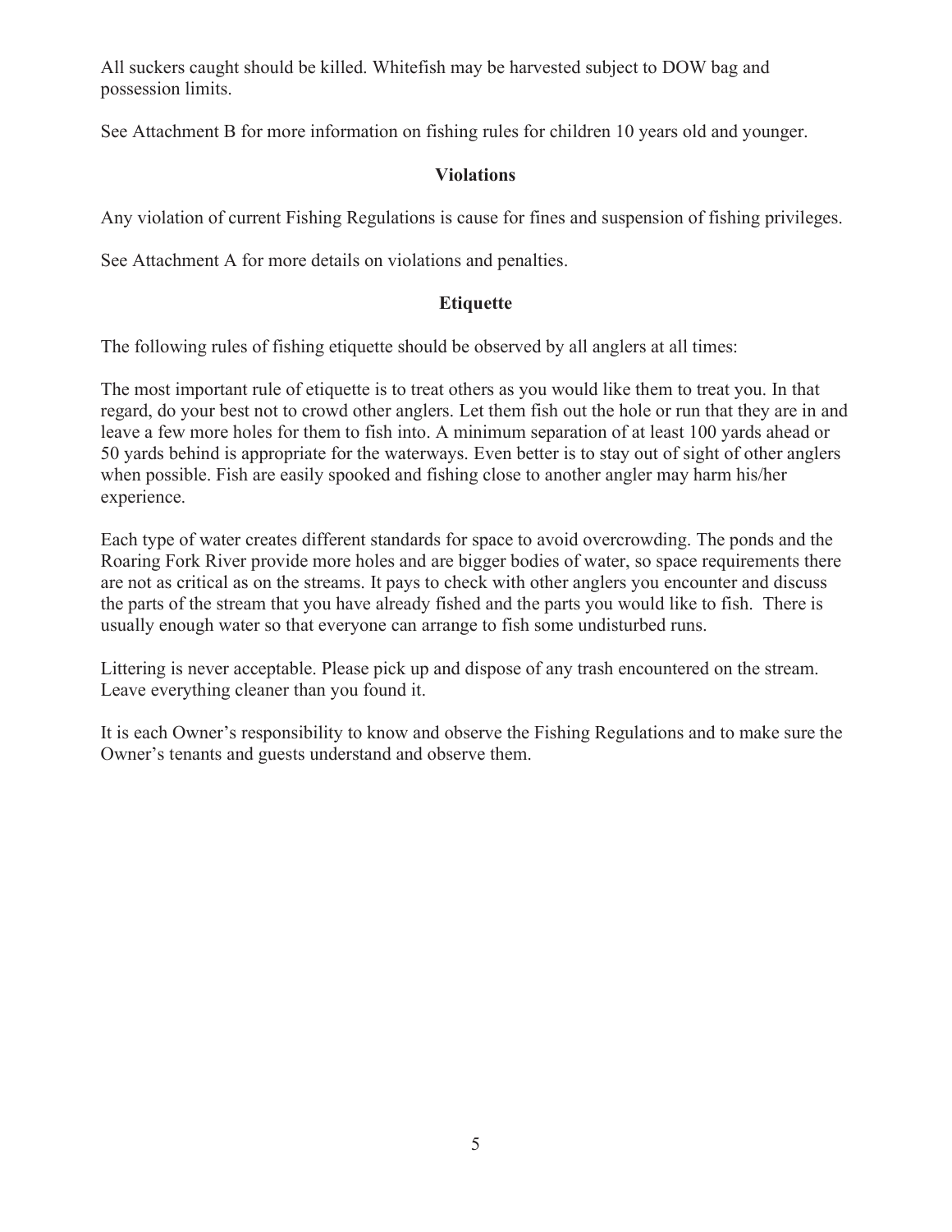All suckers caught should be killed. Whitefish may be harvested subject to DOW bag and possession limits.

See Attachment B for more information on fishing rules for children 10 years old and younger.

## Violations

Any violation of current Fishing Regulations is cause for fines and suspension of fishing privileges.

See Attachment A for more details on violations and penalties.

## Etiquette

The following rules of fishing etiquette should be observed by all anglers at all times:

The most important rule of etiquette is to treat others as you would like them to treat you. In that regard, do your best not to crowd other anglers. Let them fish out the hole or run that they are in and leave a few more holes for them to fish into. A minimum separation of at least 100 yards ahead or 50 yards behind is appropriate for the waterways. Even better is to stay out of sight of other anglers when possible. Fish are easily spooked and fishing close to another angler may harm his/her experience.

Each type of water creates different standards for space to avoid overcrowding. The ponds and the Roaring Fork River provide more holes and are bigger bodies of water, so space requirements there are not as critical as on the streams. It pays to check with other anglers you encounter and discuss the parts of the stream that you have already fished and the parts you would like to fish. There is usually enough water so that everyone can arrange to fish some undisturbed runs.

Littering is never acceptable. Please pick up and dispose of any trash encountered on the stream. Leave everything cleaner than you found it.

It is each Owner's responsibility to know and observe the Fishing Regulations and to make sure the Owner's tenants and guests understand and observe them.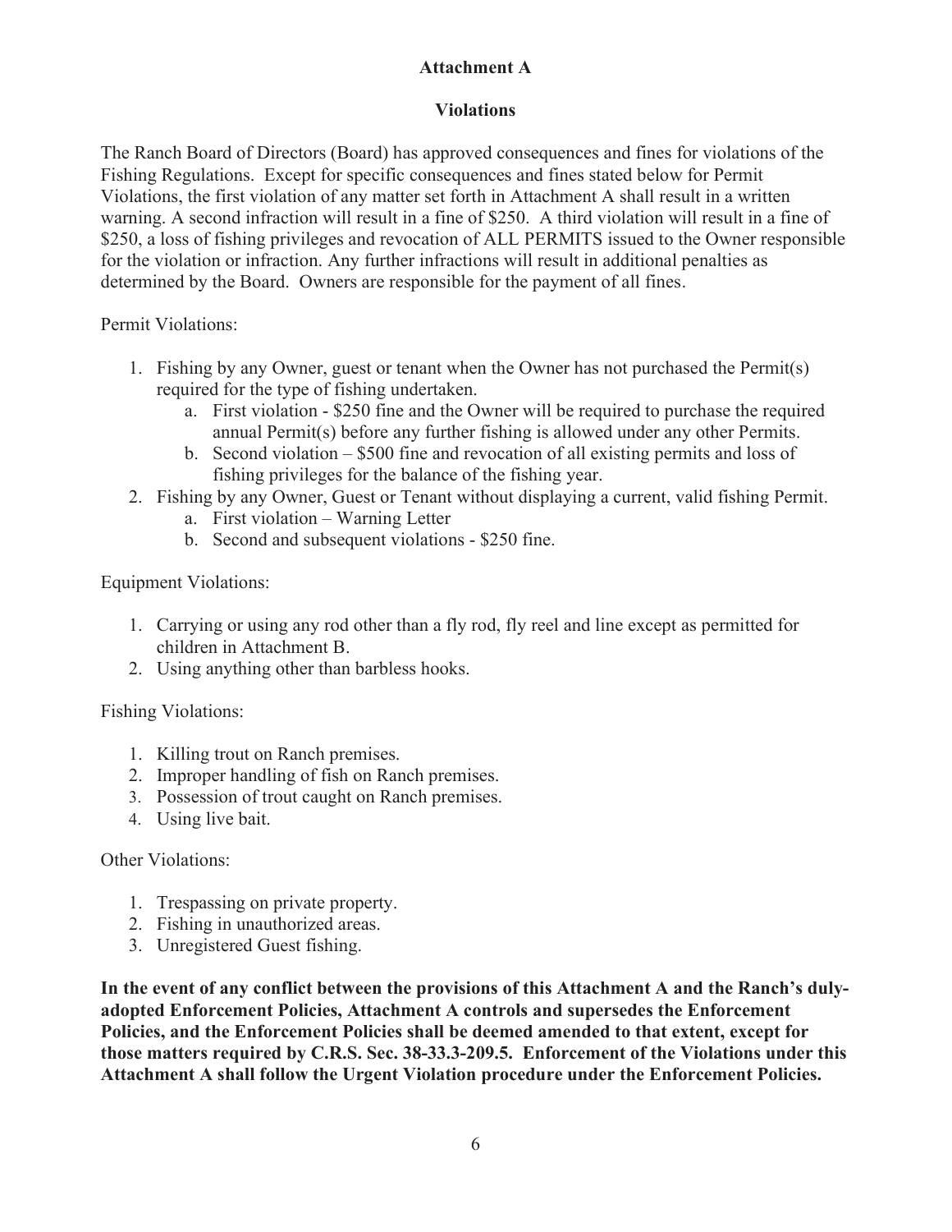## Attachment A

## Violations

The Ranch Board of Directors (Board) has approved consequences and fines for violations of the Fishing Regulations. Except for specific consequences and fines stated below for Permit Violations, the first violation of any matter set forth in Attachment A shall result in a written warning. A second infraction will result in a fine of $250. A third violation will result in a fine of $250, a loss of fishing privileges and revocation of ALL PERMITS issued to the Owner responsible for the violation or infraction. Any further infractions will result in additional penalties as determined by the Board. Owners are responsible for the payment of all fines.

Permit Violations:

1. Fishing by any Owner, guest or tenant when the Owner has not purchased the Permit(s) required for the type of fishing undertaken.
   a. First violation - $250 fine and the Owner will be required to purchase the required annual Permit(s) before any further fishing is allowed under any other Permits.
   b. Second violation – $500 fine and revocation of all existing permits and loss of fishing privileges for the balance of the fishing year.
2. Fishing by any Owner, Guest or Tenant without displaying a current, valid fishing Permit.
   a. First violation – Warning Letter
   b. Second and subsequent violations - $250 fine.

Equipment Violations:

1. Carrying or using any rod other than a fly rod, fly reel and line except as permitted for children in Attachment B.
2. Using anything other than barbless hooks.

Fishing Violations:

1. Killing trout on Ranch premises.
2. Improper handling of fish on Ranch premises.
3. Possession of trout caught on Ranch premises.
4. Using live bait.

Other Violations:

1. Trespassing on private property.
2. Fishing in unauthorized areas.
3. Unregistered Guest fishing.

**In the event of any conflict between the provisions of this Attachment A and the Ranch's duly-adopted Enforcement Policies, Attachment A controls and supersedes the Enforcement Policies, and the Enforcement Policies shall be deemed amended to that extent, except for those matters required by C.R.S. Sec. 38-33.3-209.5. Enforcement of the Violations under this Attachment A shall follow the Urgent Violation procedure under the Enforcement Policies.**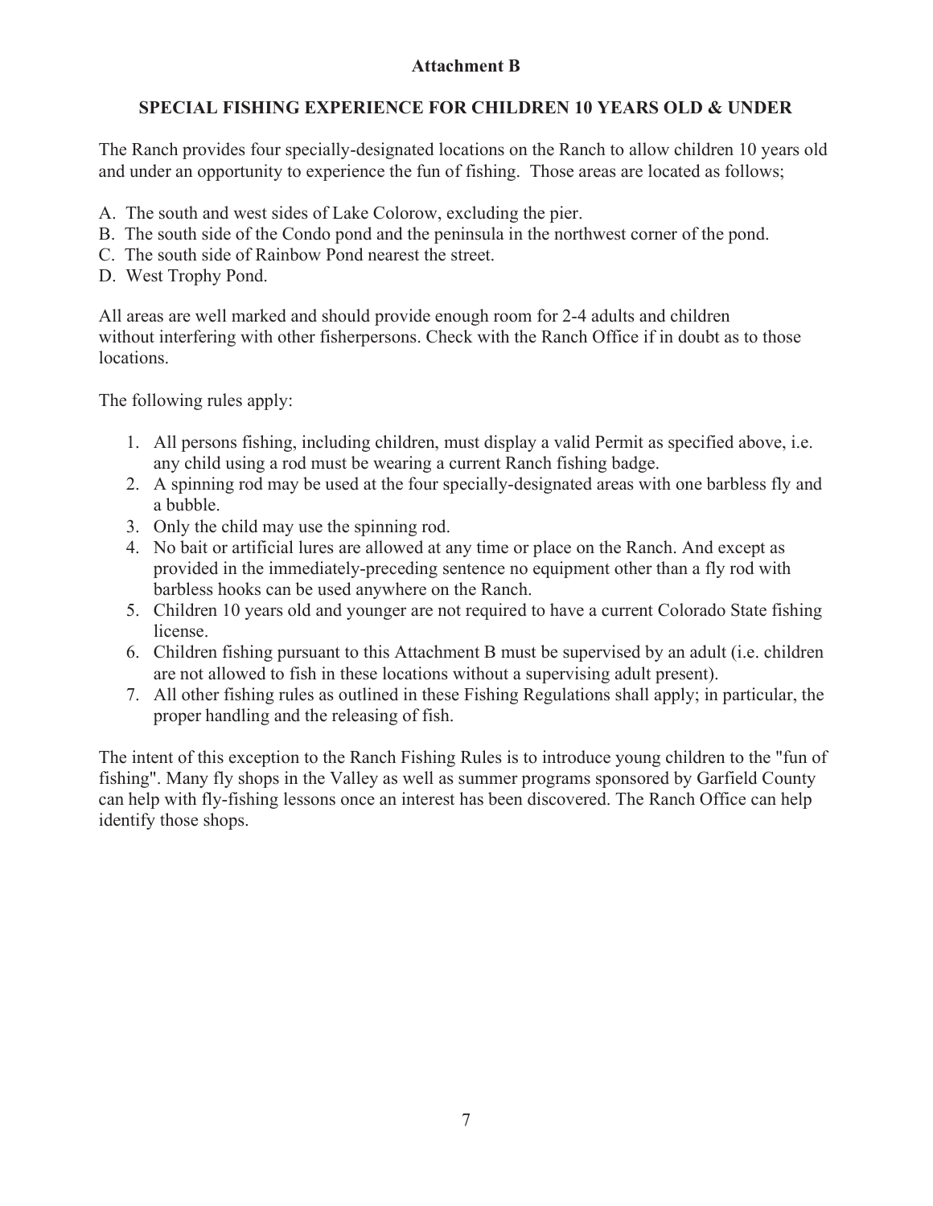## Attachment B

## SPECIAL FISHING EXPERIENCE FOR CHILDREN 10 YEARS OLD & UNDER

The Ranch provides four specially-designated locations on the Ranch to allow children 10 years old and under an opportunity to experience the fun of fishing. Those areas are located as follows;

A. The south and west sides of Lake Colorow, excluding the pier.
B. The south side of the Condo pond and the peninsula in the northwest corner of the pond.
C. The south side of Rainbow Pond nearest the street.
D. West Trophy Pond.

All areas are well marked and should provide enough room for 2-4 adults and children without interfering with other fisherpersons. Check with the Ranch Office if in doubt as to those locations.

The following rules apply:

1. All persons fishing, including children, must display a valid Permit as specified above, i.e. any child using a rod must be wearing a current Ranch fishing badge.
2. A spinning rod may be used at the four specially-designated areas with one barbless fly and a bubble.
3. Only the child may use the spinning rod.
4. No bait or artificial lures are allowed at any time or place on the Ranch. And except as provided in the immediately-preceding sentence no equipment other than a fly rod with barbless hooks can be used anywhere on the Ranch.
5. Children 10 years old and younger are not required to have a current Colorado State fishing license.
6. Children fishing pursuant to this Attachment B must be supervised by an adult (i.e. children are not allowed to fish in these locations without a supervising adult present).
7. All other fishing rules as outlined in these Fishing Regulations shall apply; in particular, the proper handling and the releasing of fish.

The intent of this exception to the Ranch Fishing Rules is to introduce young children to the "fun of fishing". Many fly shops in the Valley as well as summer programs sponsored by Garfield County can help with fly-fishing lessons once an interest has been discovered. The Ranch Office can help identify those shops.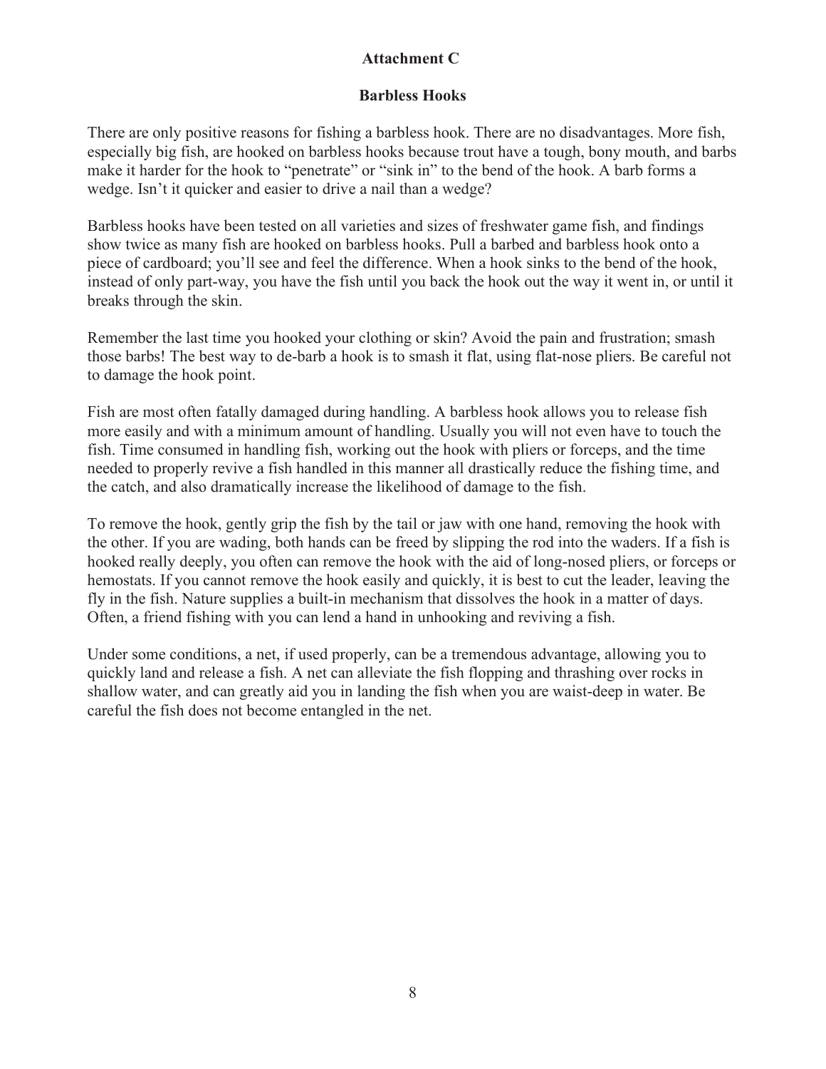# Attachment C

## Barbless Hooks

There are only positive reasons for fishing a barbless hook. There are no disadvantages. More fish, especially big fish, are hooked on barbless hooks because trout have a tough, bony mouth, and barbs make it harder for the hook to "penetrate" or "sink in" to the bend of the hook. A barb forms a wedge. Isn't it quicker and easier to drive a nail than a wedge?

Barbless hooks have been tested on all varieties and sizes of freshwater game fish, and findings show twice as many fish are hooked on barbless hooks. Pull a barbed and barbless hook onto a piece of cardboard; you'll see and feel the difference. When a hook sinks to the bend of the hook, instead of only part-way, you have the fish until you back the hook out the way it went in, or until it breaks through the skin.

Remember the last time you hooked your clothing or skin? Avoid the pain and frustration; smash those barbs! The best way to de-barb a hook is to smash it flat, using flat-nose pliers. Be careful not to damage the hook point.

Fish are most often fatally damaged during handling. A barbless hook allows you to release fish more easily and with a minimum amount of handling. Usually you will not even have to touch the fish. Time consumed in handling fish, working out the hook with pliers or forceps, and the time needed to properly revive a fish handled in this manner all drastically reduce the fishing time, and the catch, and also dramatically increase the likelihood of damage to the fish.

To remove the hook, gently grip the fish by the tail or jaw with one hand, removing the hook with the other. If you are wading, both hands can be freed by slipping the rod into the waders. If a fish is hooked really deeply, you often can remove the hook with the aid of long-nosed pliers, or forceps or hemostats. If you cannot remove the hook easily and quickly, it is best to cut the leader, leaving the fly in the fish. Nature supplies a built-in mechanism that dissolves the hook in a matter of days. Often, a friend fishing with you can lend a hand in unhooking and reviving a fish.

Under some conditions, a net, if used properly, can be a tremendous advantage, allowing you to quickly land and release a fish. A net can alleviate the fish flopping and thrashing over rocks in shallow water, and can greatly aid you in landing the fish when you are waist-deep in water. Be careful the fish does not become entangled in the net.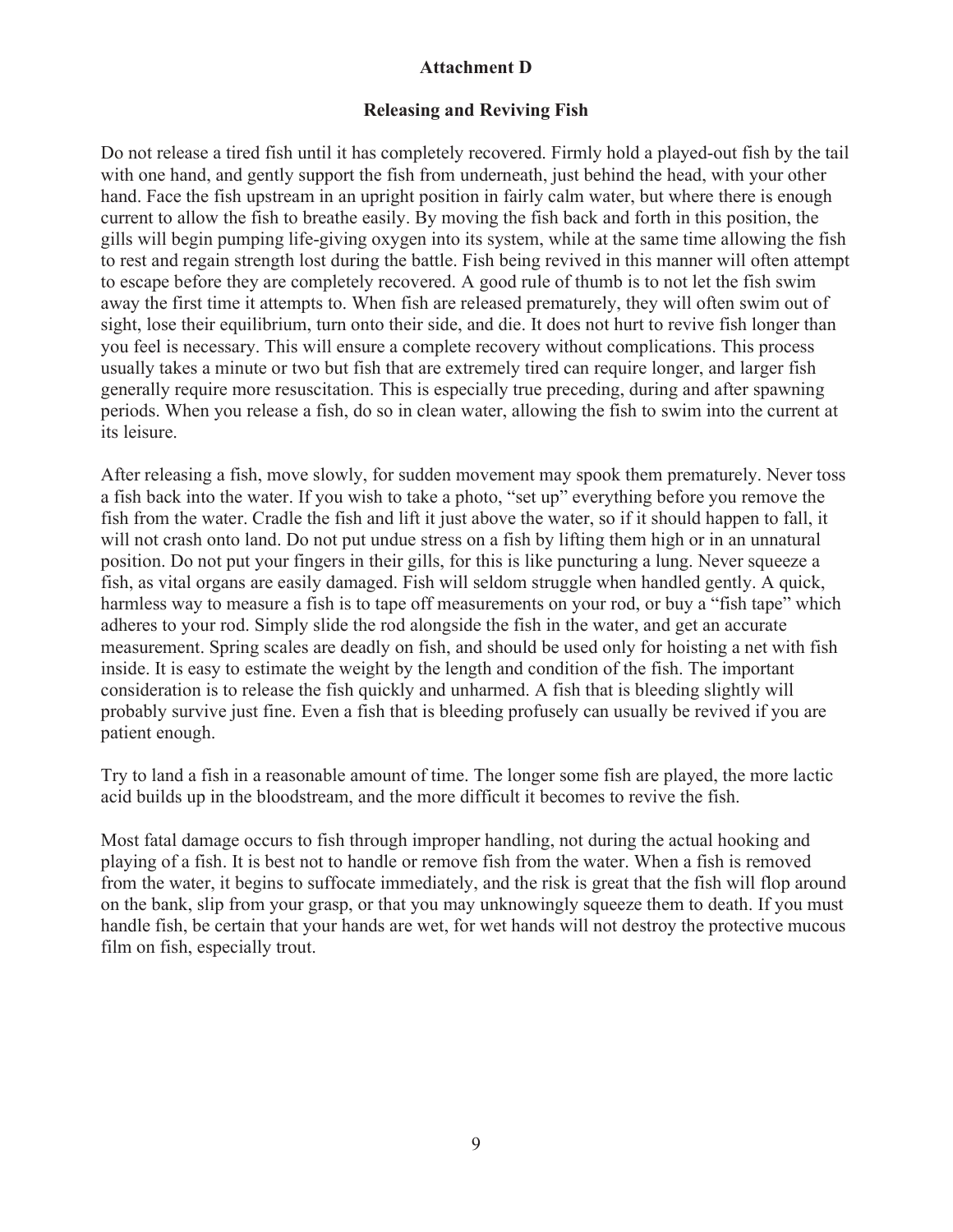## Attachment D

### Releasing and Reviving Fish

Do not release a tired fish until it has completely recovered. Firmly hold a played-out fish by the tail with one hand, and gently support the fish from underneath, just behind the head, with your other hand. Face the fish upstream in an upright position in fairly calm water, but where there is enough current to allow the fish to breathe easily. By moving the fish back and forth in this position, the gills will begin pumping life-giving oxygen into its system, while at the same time allowing the fish to rest and regain strength lost during the battle. Fish being revived in this manner will often attempt to escape before they are completely recovered. A good rule of thumb is to not let the fish swim away the first time it attempts to. When fish are released prematurely, they will often swim out of sight, lose their equilibrium, turn onto their side, and die. It does not hurt to revive fish longer than you feel is necessary. This will ensure a complete recovery without complications. This process usually takes a minute or two but fish that are extremely tired can require longer, and larger fish generally require more resuscitation. This is especially true preceding, during and after spawning periods. When you release a fish, do so in clean water, allowing the fish to swim into the current at its leisure.

After releasing a fish, move slowly, for sudden movement may spook them prematurely. Never toss a fish back into the water. If you wish to take a photo, "set up" everything before you remove the fish from the water. Cradle the fish and lift it just above the water, so if it should happen to fall, it will not crash onto land. Do not put undue stress on a fish by lifting them high or in an unnatural position. Do not put your fingers in their gills, for this is like puncturing a lung. Never squeeze a fish, as vital organs are easily damaged. Fish will seldom struggle when handled gently. A quick, harmless way to measure a fish is to tape off measurements on your rod, or buy a "fish tape" which adheres to your rod. Simply slide the rod alongside the fish in the water, and get an accurate measurement. Spring scales are deadly on fish, and should be used only for hoisting a net with fish inside. It is easy to estimate the weight by the length and condition of the fish. The important consideration is to release the fish quickly and unharmed. A fish that is bleeding slightly will probably survive just fine. Even a fish that is bleeding profusely can usually be revived if you are patient enough.

Try to land a fish in a reasonable amount of time. The longer some fish are played, the more lactic acid builds up in the bloodstream, and the more difficult it becomes to revive the fish.

Most fatal damage occurs to fish through improper handling, not during the actual hooking and playing of a fish. It is best not to handle or remove fish from the water. When a fish is removed from the water, it begins to suffocate immediately, and the risk is great that the fish will flop around on the bank, slip from your grasp, or that you may unknowingly squeeze them to death. If you must handle fish, be certain that your hands are wet, for wet hands will not destroy the protective mucous film on fish, especially trout.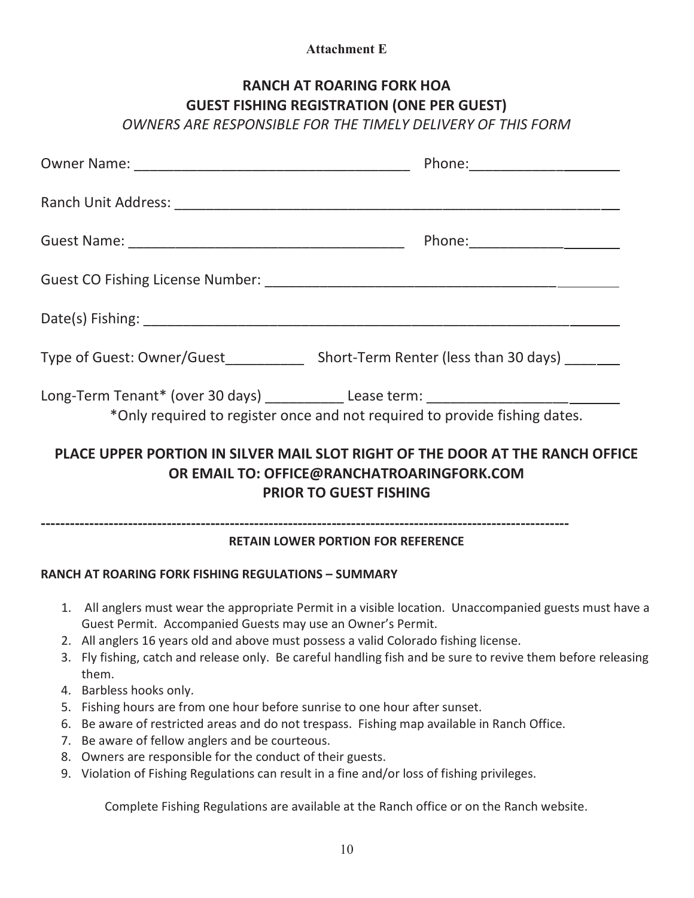**Attachment E**

# RANCH AT ROARING FORK HOA
## GUEST FISHING REGISTRATION (ONE PER GUEST)

*OWNERS ARE RESPONSIBLE FOR THE TIMELY DELIVERY OF THIS FORM*

Owner Name: ___________________________________ Phone: ___________________

Ranch Unit Address: _________________________________________________________

Guest Name: ___________________________________ Phone: ___________________

Guest CO Fishing License Number: ______________________________________________

Date(s) Fishing: ______________________________________________________________

Type of Guest: Owner/Guest__________ Short-Term Renter (less than 30 days) _______

Long-Term Tenant* (over 30 days) __________ Lease term: ________________________

*Only required to register once and not required to provide fishing dates.

**PLACE UPPER PORTION IN SILVER MAIL SLOT RIGHT OF THE DOOR AT THE RANCH OFFICE OR EMAIL TO: OFFICE@RANCHATROARINGFORK.COM PRIOR TO GUEST FISHING**

-----------------------------------------------------------------------------------------------------------

**RETAIN LOWER PORTION FOR REFERENCE**

**RANCH AT ROARING FORK FISHING REGULATIONS – SUMMARY**

1. All anglers must wear the appropriate Permit in a visible location. Unaccompanied guests must have a Guest Permit. Accompanied Guests may use an Owner's Permit.
2. All anglers 16 years old and above must possess a valid Colorado fishing license.
3. Fly fishing, catch and release only. Be careful handling fish and be sure to revive them before releasing them.
4. Barbless hooks only.
5. Fishing hours are from one hour before sunrise to one hour after sunset.
6. Be aware of restricted areas and do not trespass. Fishing map available in Ranch Office.
7. Be aware of fellow anglers and be courteous.
8. Owners are responsible for the conduct of their guests.
9. Violation of Fishing Regulations can result in a fine and/or loss of fishing privileges.

Complete Fishing Regulations are available at the Ranch office or on the Ranch website.